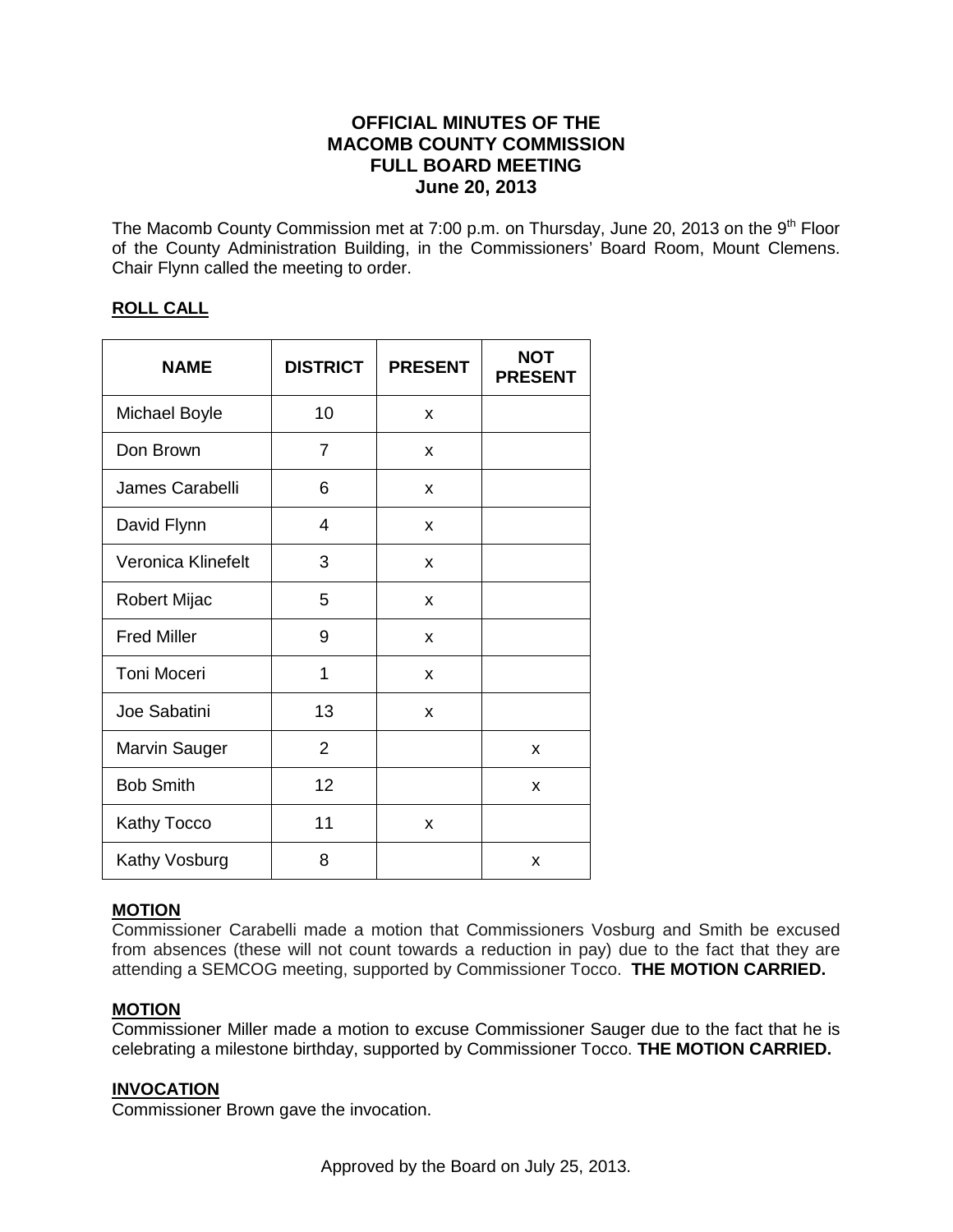# OFFICIAL MINUTES OF THE MACOMB COUNTY COMMISSION FULL BOARD MEETING June 20, 2013

The Macomb County Commission met at 7:00 p.m. on Thursday, June 20, 2013 on the 9th Floor of the County Administration Building, in the Commissioners' Board Room, Mount Clemens. Chair Flynn called the meeting to order.

## ROLL CALL

| NAME | DISTRICT | PRESENT | NOT PRESENT |
|---|---|---|---|
| Michael Boyle | 10 | x | |
| Don Brown | 7 | x | |
| James Carabelli | 6 | x | |
| David Flynn | 4 | x | |
| Veronica Klinefelt | 3 | x | |
| Robert Mijac | 5 | x | |
| Fred Miller | 9 | x | |
| Toni Moceri | 1 | x | |
| Joe Sabatini | 13 | x | |
| Marvin Sauger | 2 | | x |
| Bob Smith | 12 | | x |
| Kathy Tocco | 11 | x | |
| Kathy Vosburg | 8 | | x |

## MOTION

Commissioner Carabelli made a motion that Commissioners Vosburg and Smith be excused from absences (these will not count towards a reduction in pay) due to the fact that they are attending a SEMCOG meeting, supported by Commissioner Tocco. **THE MOTION CARRIED.**

## MOTION

Commissioner Miller made a motion to excuse Commissioner Sauger due to the fact that he is celebrating a milestone birthday, supported by Commissioner Tocco. **THE MOTION CARRIED.**

## INVOCATION

Commissioner Brown gave the invocation.

Approved by the Board on July 25, 2013.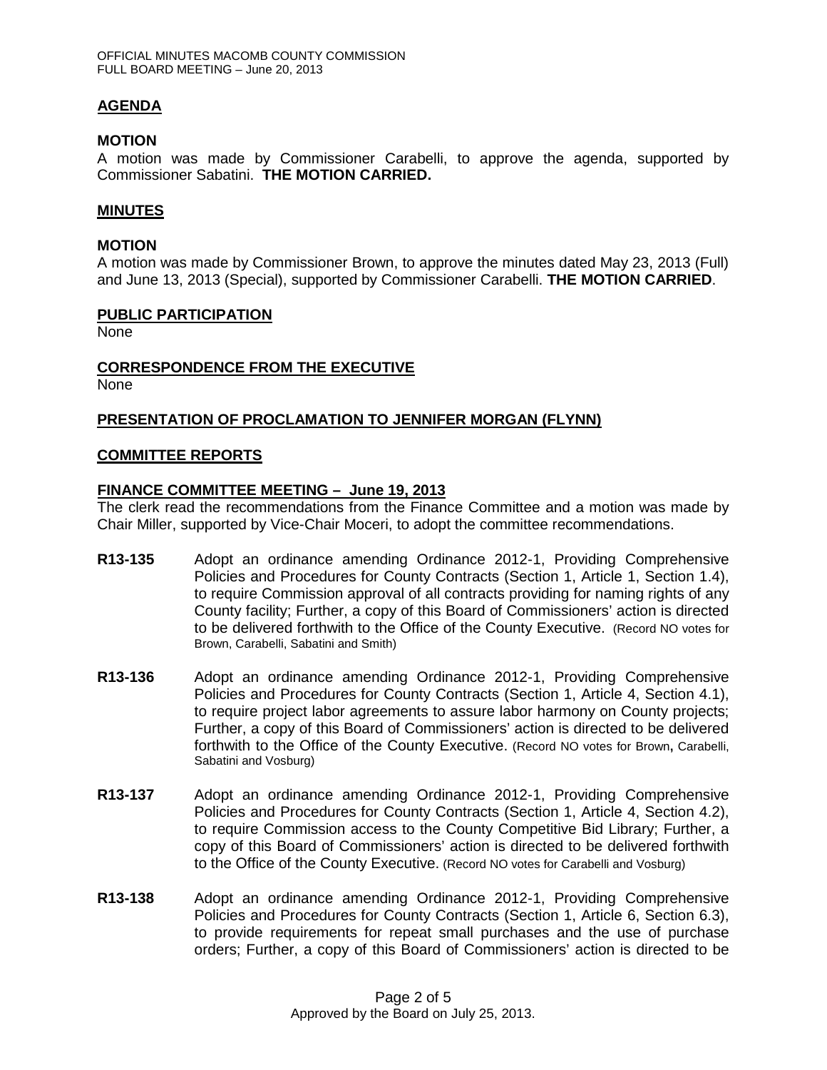## AGENDA

### MOTION

A motion was made by Commissioner Carabelli, to approve the agenda, supported by Commissioner Sabatini. **THE MOTION CARRIED.**

## MINUTES

### MOTION

A motion was made by Commissioner Brown, to approve the minutes dated May 23, 2013 (Full) and June 13, 2013 (Special), supported by Commissioner Carabelli. **THE MOTION CARRIED**.

## PUBLIC PARTICIPATION

None

## CORRESPONDENCE FROM THE EXECUTIVE

None

## PRESENTATION OF PROCLAMATION TO JENNIFER MORGAN (FLYNN)

## COMMITTEE REPORTS

### FINANCE COMMITTEE MEETING – June 19, 2013

The clerk read the recommendations from the Finance Committee and a motion was made by Chair Miller, supported by Vice-Chair Moceri, to adopt the committee recommendations.

**R13-135** Adopt an ordinance amending Ordinance 2012-1, Providing Comprehensive Policies and Procedures for County Contracts (Section 1, Article 1, Section 1.4), to require Commission approval of all contracts providing for naming rights of any County facility; Further, a copy of this Board of Commissioners' action is directed to be delivered forthwith to the Office of the County Executive. (Record NO votes for Brown, Carabelli, Sabatini and Smith)

**R13-136** Adopt an ordinance amending Ordinance 2012-1, Providing Comprehensive Policies and Procedures for County Contracts (Section 1, Article 4, Section 4.1), to require project labor agreements to assure labor harmony on County projects; Further, a copy of this Board of Commissioners' action is directed to be delivered forthwith to the Office of the County Executive. (Record NO votes for Brown, Carabelli, Sabatini and Vosburg)

**R13-137** Adopt an ordinance amending Ordinance 2012-1, Providing Comprehensive Policies and Procedures for County Contracts (Section 1, Article 4, Section 4.2), to require Commission access to the County Competitive Bid Library; Further, a copy of this Board of Commissioners' action is directed to be delivered forthwith to the Office of the County Executive. (Record NO votes for Carabelli and Vosburg)

**R13-138** Adopt an ordinance amending Ordinance 2012-1, Providing Comprehensive Policies and Procedures for County Contracts (Section 1, Article 6, Section 6.3), to provide requirements for repeat small purchases and the use of purchase orders; Further, a copy of this Board of Commissioners' action is directed to be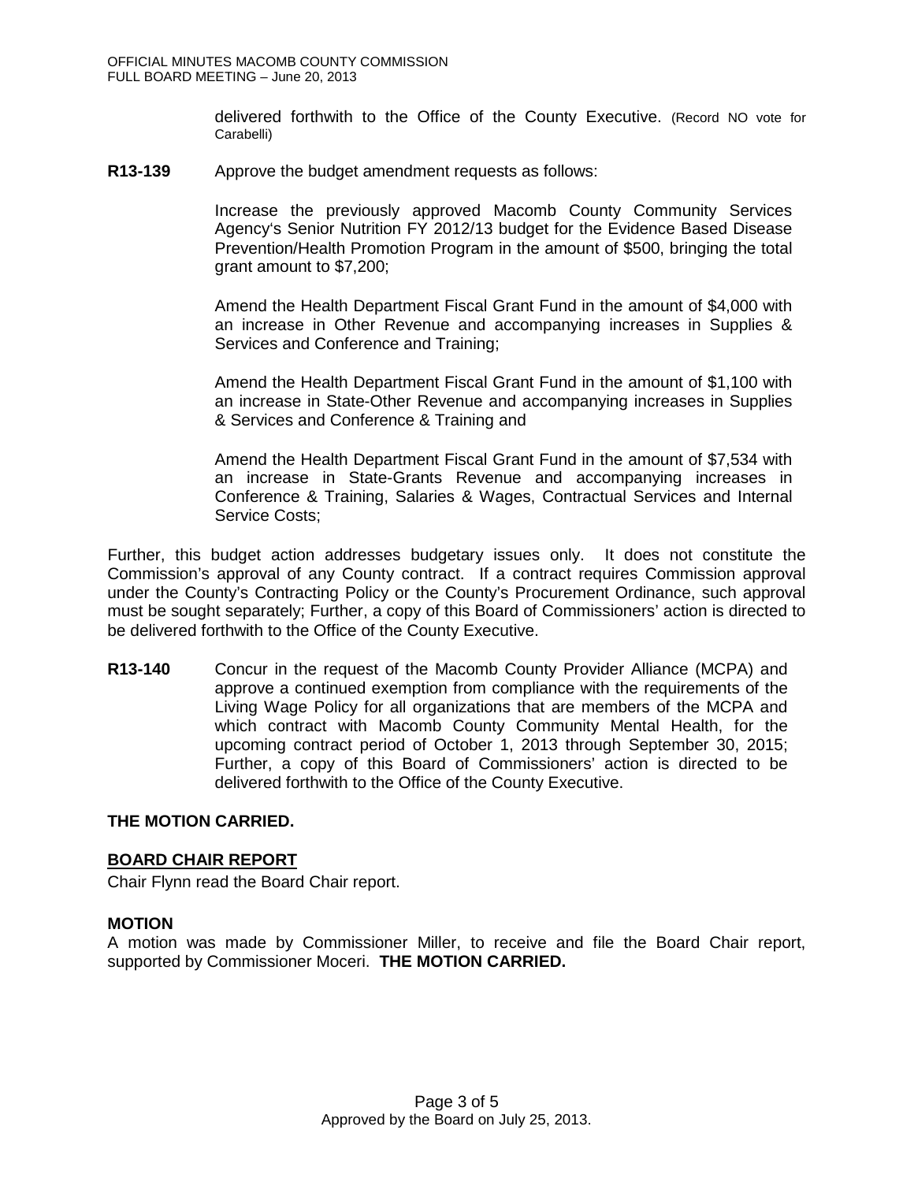delivered forthwith to the Office of the County Executive. (Record NO vote for Carabelli)

**R13-139** Approve the budget amendment requests as follows:

Increase the previously approved Macomb County Community Services Agency's Senior Nutrition FY 2012/13 budget for the Evidence Based Disease Prevention/Health Promotion Program in the amount of $500, bringing the total grant amount to $7,200;

Amend the Health Department Fiscal Grant Fund in the amount of $4,000 with an increase in Other Revenue and accompanying increases in Supplies & Services and Conference and Training;

Amend the Health Department Fiscal Grant Fund in the amount of $1,100 with an increase in State-Other Revenue and accompanying increases in Supplies & Services and Conference & Training and

Amend the Health Department Fiscal Grant Fund in the amount of $7,534 with an increase in State-Grants Revenue and accompanying increases in Conference & Training, Salaries & Wages, Contractual Services and Internal Service Costs;

Further, this budget action addresses budgetary issues only. It does not constitute the Commission's approval of any County contract. If a contract requires Commission approval under the County's Contracting Policy or the County's Procurement Ordinance, such approval must be sought separately; Further, a copy of this Board of Commissioners' action is directed to be delivered forthwith to the Office of the County Executive.

**R13-140** Concur in the request of the Macomb County Provider Alliance (MCPA) and approve a continued exemption from compliance with the requirements of the Living Wage Policy for all organizations that are members of the MCPA and which contract with Macomb County Community Mental Health, for the upcoming contract period of October 1, 2013 through September 30, 2015; Further, a copy of this Board of Commissioners' action is directed to be delivered forthwith to the Office of the County Executive.

**THE MOTION CARRIED.**

## BOARD CHAIR REPORT

Chair Flynn read the Board Chair report.

## MOTION

A motion was made by Commissioner Miller, to receive and file the Board Chair report, supported by Commissioner Moceri. **THE MOTION CARRIED.**

Approved by the Board on July 25, 2013.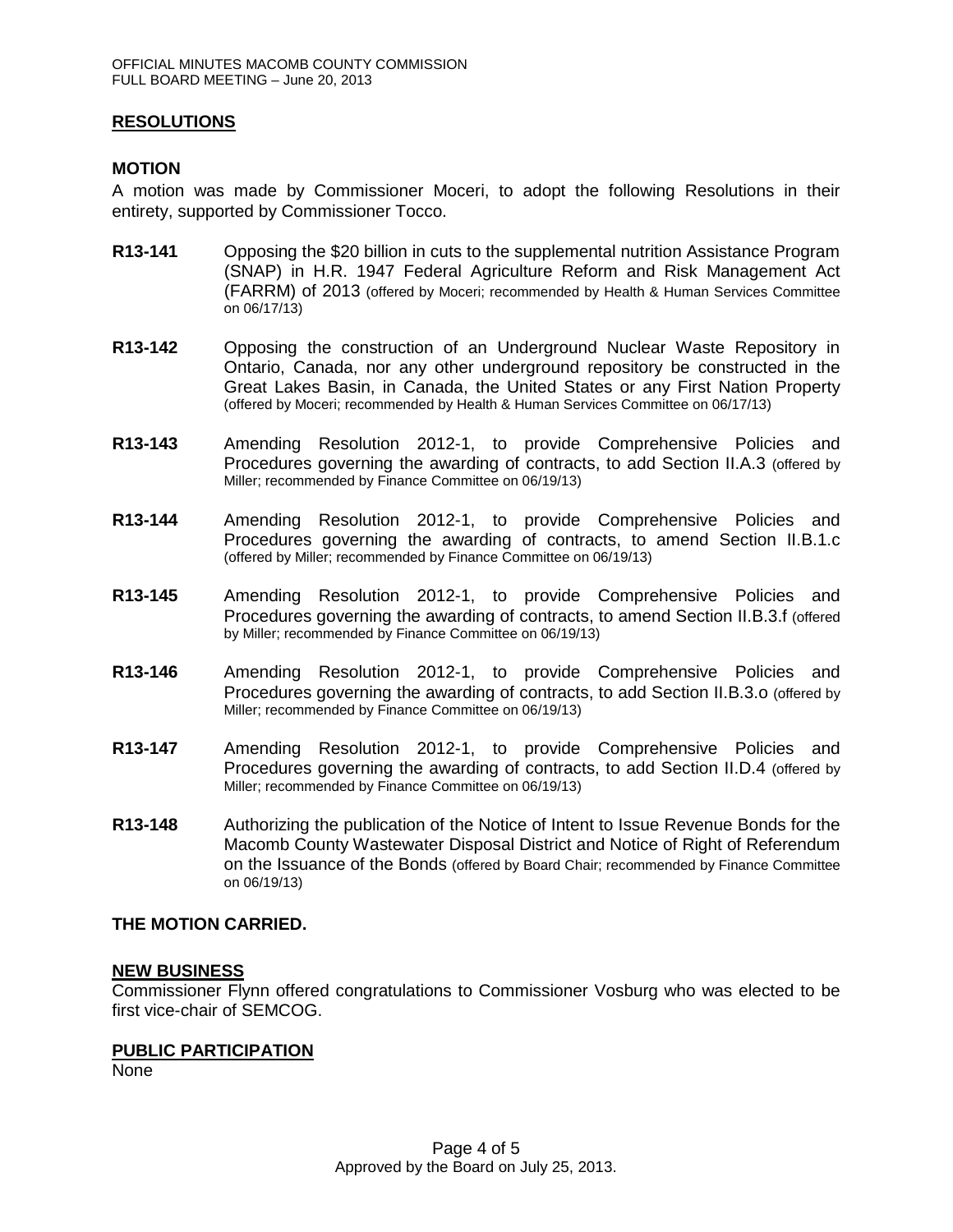## RESOLUTIONS

### MOTION

A motion was made by Commissioner Moceri, to adopt the following Resolutions in their entirety, supported by Commissioner Tocco.

**R13-141** Opposing the $20 billion in cuts to the supplemental nutrition Assistance Program (SNAP) in H.R. 1947 Federal Agriculture Reform and Risk Management Act (FARRM) of 2013 (offered by Moceri; recommended by Health & Human Services Committee on 06/17/13)

**R13-142** Opposing the construction of an Underground Nuclear Waste Repository in Ontario, Canada, nor any other underground repository be constructed in the Great Lakes Basin, in Canada, the United States or any First Nation Property (offered by Moceri; recommended by Health & Human Services Committee on 06/17/13)

**R13-143** Amending Resolution 2012-1, to provide Comprehensive Policies and Procedures governing the awarding of contracts, to add Section II.A.3 (offered by Miller; recommended by Finance Committee on 06/19/13)

**R13-144** Amending Resolution 2012-1, to provide Comprehensive Policies and Procedures governing the awarding of contracts, to amend Section II.B.1.c (offered by Miller; recommended by Finance Committee on 06/19/13)

**R13-145** Amending Resolution 2012-1, to provide Comprehensive Policies and Procedures governing the awarding of contracts, to amend Section II.B.3.f (offered by Miller; recommended by Finance Committee on 06/19/13)

**R13-146** Amending Resolution 2012-1, to provide Comprehensive Policies and Procedures governing the awarding of contracts, to add Section II.B.3.o (offered by Miller; recommended by Finance Committee on 06/19/13)

**R13-147** Amending Resolution 2012-1, to provide Comprehensive Policies and Procedures governing the awarding of contracts, to add Section II.D.4 (offered by Miller; recommended by Finance Committee on 06/19/13)

**R13-148** Authorizing the publication of the Notice of Intent to Issue Revenue Bonds for the Macomb County Wastewater Disposal District and Notice of Right of Referendum on the Issuance of the Bonds (offered by Board Chair; recommended by Finance Committee on 06/19/13)

**THE MOTION CARRIED.**

## NEW BUSINESS

Commissioner Flynn offered congratulations to Commissioner Vosburg who was elected to be first vice-chair of SEMCOG.

## PUBLIC PARTICIPATION

None

Approved by the Board on July 25, 2013.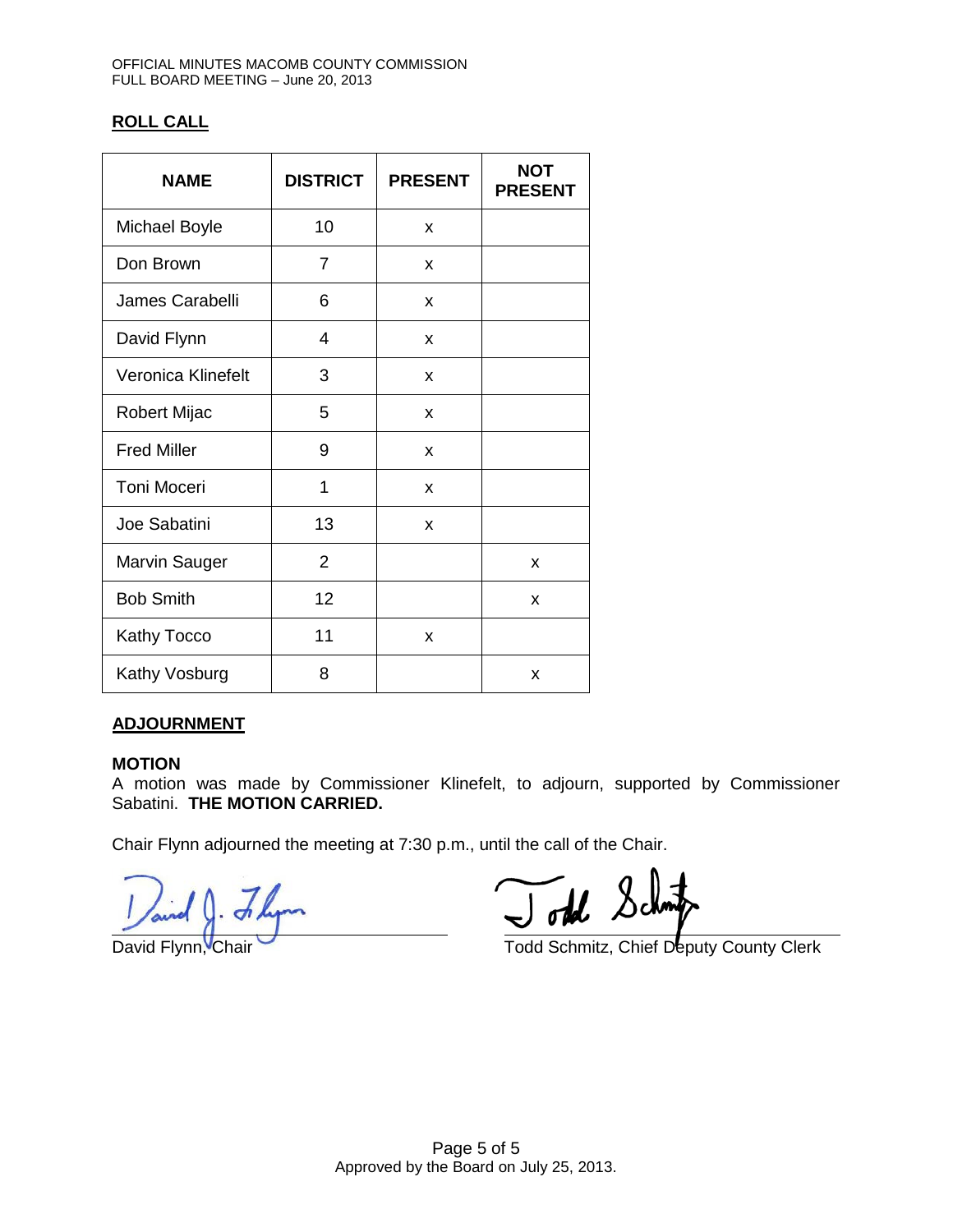## ROLL CALL

| NAME | DISTRICT | PRESENT | NOT PRESENT |
|---|---|---|---|
| Michael Boyle | 10 | x | |
| Don Brown | 7 | x | |
| James Carabelli | 6 | x | |
| David Flynn | 4 | x | |
| Veronica Klinefelt | 3 | x | |
| Robert Mijac | 5 | x | |
| Fred Miller | 9 | x | |
| Toni Moceri | 1 | x | |
| Joe Sabatini | 13 | x | |
| Marvin Sauger | 2 | | x |
| Bob Smith | 12 | | x |
| Kathy Tocco | 11 | x | |
| Kathy Vosburg | 8 | | x |

## ADJOURNMENT

**MOTION**
A motion was made by Commissioner Klinefelt, to adjourn, supported by Commissioner Sabatini. **THE MOTION CARRIED.**

Chair Flynn adjourned the meeting at 7:30 p.m., until the call of the Chair.

David Flynn, Chair

Todd Schmitz, Chief Deputy County Clerk

Approved by the Board on July 25, 2013.